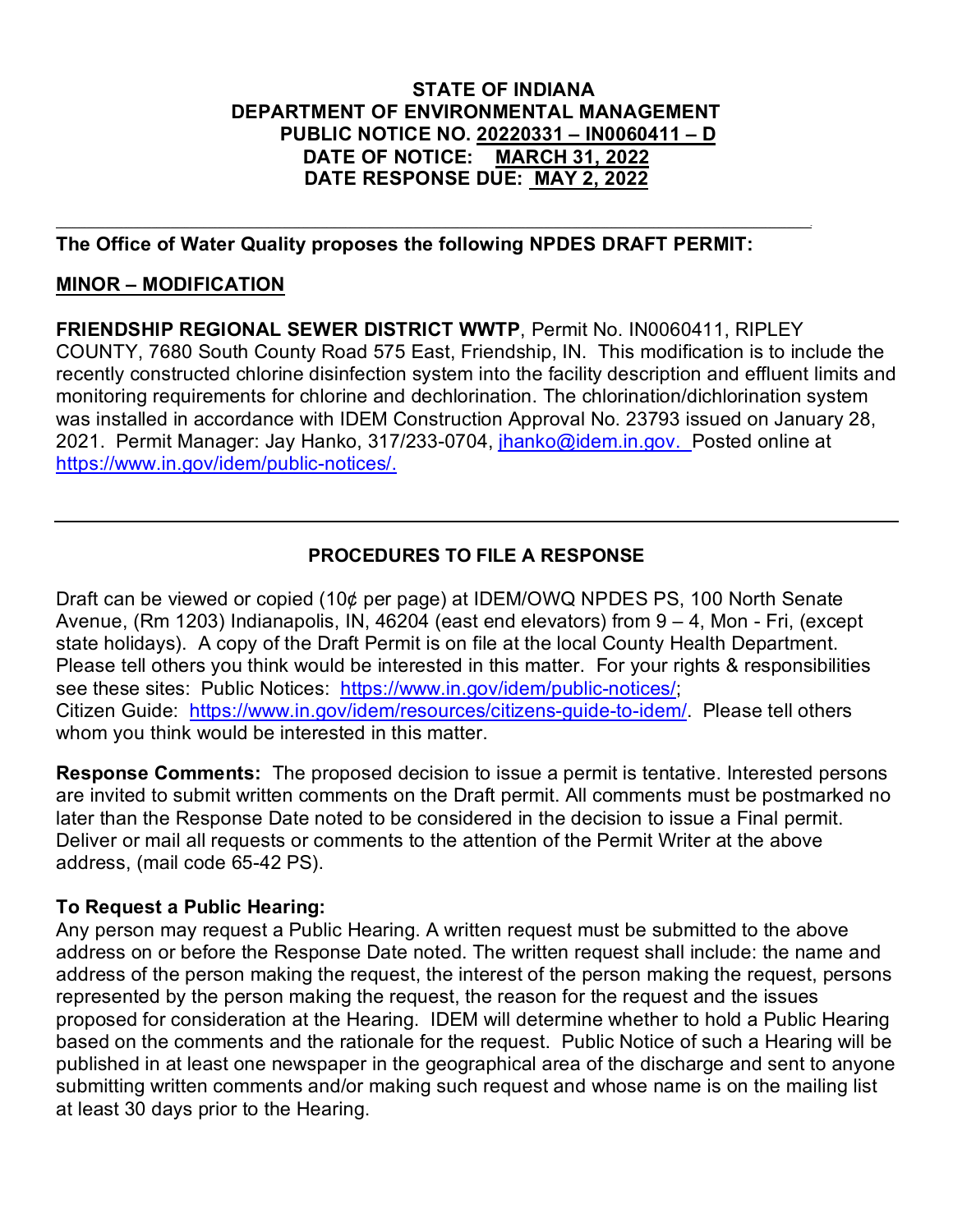**STATE OF INDIANA**
**DEPARTMENT OF ENVIRONMENTAL MANAGEMENT**
**PUBLIC NOTICE NO. 20220331 – IN0060411 – D**
**DATE OF NOTICE: MARCH 31, 2022**
**DATE RESPONSE DUE: MAY 2, 2022**

---

**The Office of Water Quality proposes the following NPDES DRAFT PERMIT:**

**MINOR – MODIFICATION**

**FRIENDSHIP REGIONAL SEWER DISTRICT WWTP**, Permit No. IN0060411, RIPLEY COUNTY, 7680 South County Road 575 East, Friendship, IN. This modification is to include the recently constructed chlorine disinfection system into the facility description and effluent limits and monitoring requirements for chlorine and dechlorination. The chlorination/dichlorination system was installed in accordance with IDEM Construction Approval No. 23793 issued on January 28, 2021. Permit Manager: Jay Hanko, 317/233-0704, jhanko@idem.in.gov. Posted online at https://www.in.gov/idem/public-notices/.

---

**PROCEDURES TO FILE A RESPONSE**

Draft can be viewed or copied (10¢ per page) at IDEM/OWQ NPDES PS, 100 North Senate Avenue, (Rm 1203) Indianapolis, IN, 46204 (east end elevators) from 9 – 4, Mon - Fri, (except state holidays). A copy of the Draft Permit is on file at the local County Health Department. Please tell others you think would be interested in this matter. For your rights & responsibilities see these sites: Public Notices: https://www.in.gov/idem/public-notices/; Citizen Guide: https://www.in.gov/idem/resources/citizens-guide-to-idem/. Please tell others whom you think would be interested in this matter.

**Response Comments:** The proposed decision to issue a permit is tentative. Interested persons are invited to submit written comments on the Draft permit. All comments must be postmarked no later than the Response Date noted to be considered in the decision to issue a Final permit. Deliver or mail all requests or comments to the attention of the Permit Writer at the above address, (mail code 65-42 PS).

**To Request a Public Hearing:**
Any person may request a Public Hearing. A written request must be submitted to the above address on or before the Response Date noted. The written request shall include: the name and address of the person making the request, the interest of the person making the request, persons represented by the person making the request, the reason for the request and the issues proposed for consideration at the Hearing. IDEM will determine whether to hold a Public Hearing based on the comments and the rationale for the request. Public Notice of such a Hearing will be published in at least one newspaper in the geographical area of the discharge and sent to anyone submitting written comments and/or making such request and whose name is on the mailing list at least 30 days prior to the Hearing.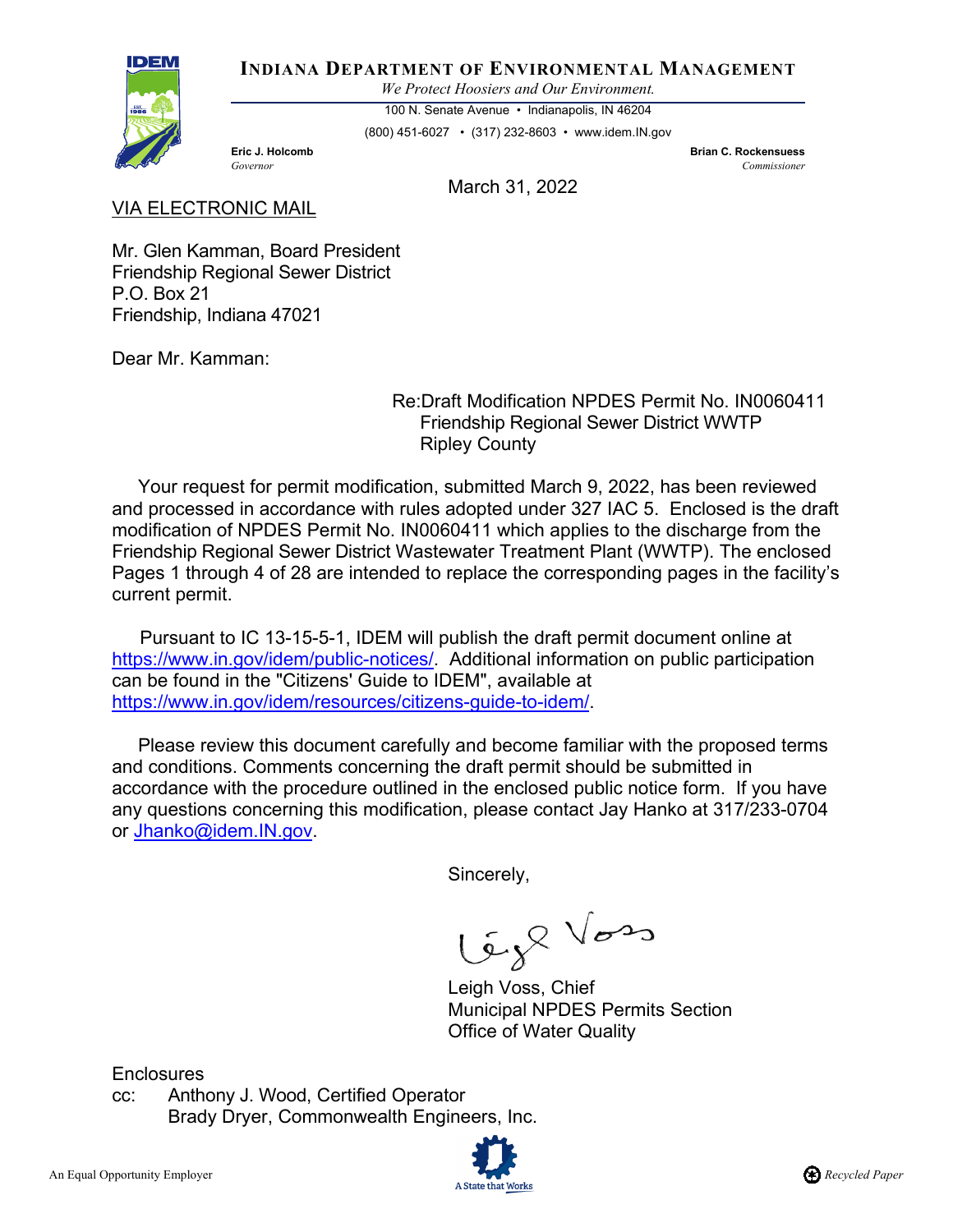**INDIANA DEPARTMENT OF ENVIRONMENTAL MANAGEMENT**

*We Protect Hoosiers and Our Environment.*

100 N. Senate Avenue • Indianapolis, IN 46204

(800) 451-6027 • (317) 232-8603 • www.idem.IN.gov

**Eric J. Holcomb**
*Governor*

**Brian C. Rockensuess**
*Commissioner*

March 31, 2022

VIA ELECTRONIC MAIL

Mr. Glen Kamman, Board President
Friendship Regional Sewer District
P.O. Box 21
Friendship, Indiana 47021

Dear Mr. Kamman:

Re:Draft Modification NPDES Permit No. IN0060411
Friendship Regional Sewer District WWTP
Ripley County

Your request for permit modification, submitted March 9, 2022, has been reviewed and processed in accordance with rules adopted under 327 IAC 5. Enclosed is the draft modification of NPDES Permit No. IN0060411 which applies to the discharge from the Friendship Regional Sewer District Wastewater Treatment Plant (WWTP). The enclosed Pages 1 through 4 of 28 are intended to replace the corresponding pages in the facility's current permit.

Pursuant to IC 13-15-5-1, IDEM will publish the draft permit document online at https://www.in.gov/idem/public-notices/. Additional information on public participation can be found in the "Citizens' Guide to IDEM", available at https://www.in.gov/idem/resources/citizens-guide-to-idem/.

Please review this document carefully and become familiar with the proposed terms and conditions. Comments concerning the draft permit should be submitted in accordance with the procedure outlined in the enclosed public notice form. If you have any questions concerning this modification, please contact Jay Hanko at 317/233-0704 or Jhanko@idem.IN.gov.

Sincerely,

Leigh Voss

Leigh Voss, Chief
Municipal NPDES Permits Section
Office of Water Quality

Enclosures

cc: Anthony J. Wood, Certified Operator
Brady Dryer, Commonwealth Engineers, Inc.

An Equal Opportunity Employer

A State that Works

Recycled Paper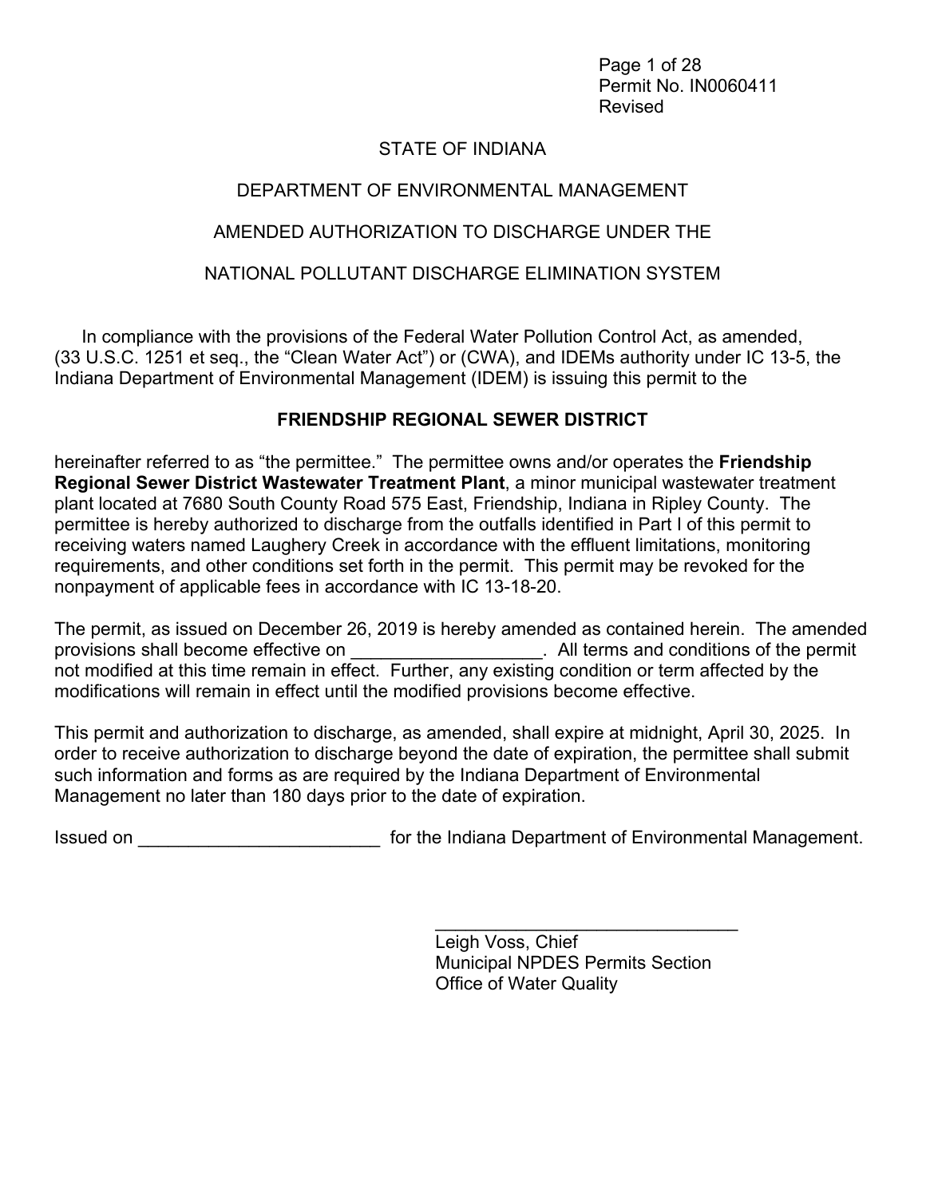Permit No. IN0060411
Revised

# STATE OF INDIANA

## DEPARTMENT OF ENVIRONMENTAL MANAGEMENT

## AMENDED AUTHORIZATION TO DISCHARGE UNDER THE

## NATIONAL POLLUTANT DISCHARGE ELIMINATION SYSTEM

In compliance with the provisions of the Federal Water Pollution Control Act, as amended, (33 U.S.C. 1251 et seq., the "Clean Water Act") or (CWA), and IDEMs authority under IC 13-5, the Indiana Department of Environmental Management (IDEM) is issuing this permit to the

**FRIENDSHIP REGIONAL SEWER DISTRICT**

hereinafter referred to as "the permittee." The permittee owns and/or operates the **Friendship Regional Sewer District Wastewater Treatment Plant**, a minor municipal wastewater treatment plant located at 7680 South County Road 575 East, Friendship, Indiana in Ripley County. The permittee is hereby authorized to discharge from the outfalls identified in Part I of this permit to receiving waters named Laughery Creek in accordance with the effluent limitations, monitoring requirements, and other conditions set forth in the permit. This permit may be revoked for the nonpayment of applicable fees in accordance with IC 13-18-20.

The permit, as issued on December 26, 2019 is hereby amended as contained herein. The amended provisions shall become effective on ___________________. All terms and conditions of the permit not modified at this time remain in effect. Further, any existing condition or term affected by the modifications will remain in effect until the modified provisions become effective.

This permit and authorization to discharge, as amended, shall expire at midnight, April 30, 2025. In order to receive authorization to discharge beyond the date of expiration, the permittee shall submit such information and forms as are required by the Indiana Department of Environmental Management no later than 180 days prior to the date of expiration.

Issued on _________________________ for the Indiana Department of Environmental Management.

_______________________________
Leigh Voss, Chief
Municipal NPDES Permits Section
Office of Water Quality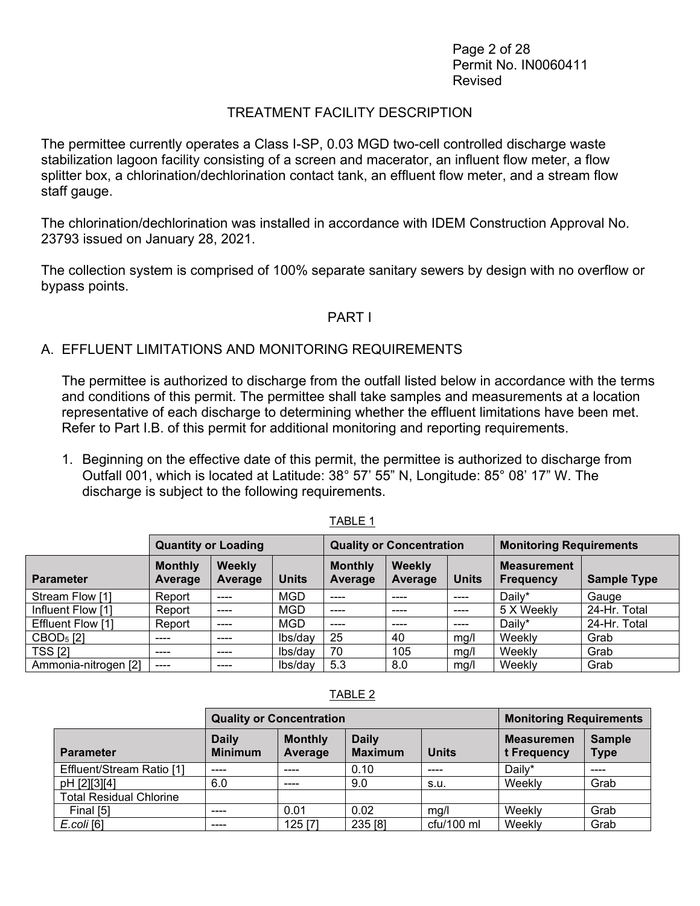## TREATMENT FACILITY DESCRIPTION

The permittee currently operates a Class I-SP, 0.03 MGD two-cell controlled discharge waste stabilization lagoon facility consisting of a screen and macerator, an influent flow meter, a flow splitter box, a chlorination/dechlorination contact tank, an effluent flow meter, and a stream flow staff gauge.

The chlorination/dechlorination was installed in accordance with IDEM Construction Approval No. 23793 issued on January 28, 2021.

The collection system is comprised of 100% separate sanitary sewers by design with no overflow or bypass points.

## PART I

### A. EFFLUENT LIMITATIONS AND MONITORING REQUIREMENTS

The permittee is authorized to discharge from the outfall listed below in accordance with the terms and conditions of this permit. The permittee shall take samples and measurements at a location representative of each discharge to determining whether the effluent limitations have been met. Refer to Part I.B. of this permit for additional monitoring and reporting requirements.

1. Beginning on the effective date of this permit, the permittee is authorized to discharge from Outfall 001, which is located at Latitude: 38° 57' 55" N, Longitude: 85° 08' 17" W. The discharge is subject to the following requirements.

TABLE 1

| | Quantity or Loading | | | Quality or Concentration | | | Monitoring Requirements | |
|---|---|---|---|---|---|---|---|---|
| **Parameter** | **Monthly Average** | **Weekly Average** | **Units** | **Monthly Average** | **Weekly Average** | **Units** | **Measurement Frequency** | **Sample Type** |
| Stream Flow [1] | Report | ---- | MGD | ---- | ---- | ---- | Daily* | Gauge |
| Influent Flow [1] | Report | ---- | MGD | ---- | ---- | ---- | 5 X Weekly | 24-Hr. Total |
| Effluent Flow [1] | Report | ---- | MGD | ---- | ---- | ---- | Daily* | 24-Hr. Total |
| $CBOD_5$ [2] | ---- | ---- | lbs/day | 25 | 40 | mg/l | Weekly | Grab |
| TSS [2] | ---- | ---- | lbs/day | 70 | 105 | mg/l | Weekly | Grab |
| Ammonia-nitrogen [2] | ---- | ---- | lbs/day | 5.3 | 8.0 | mg/l | Weekly | Grab |

TABLE 2

| | Quality or Concentration | | | | Monitoring Requirements | |
|---|---|---|---|---|---|---|
| **Parameter** | **Daily Minimum** | **Monthly Average** | **Daily Maximum** | **Units** | **Measurement Frequency** | **Sample Type** |
| Effluent/Stream Ratio [1] | ---- | ---- | 0.10 | ---- | Daily* | ---- |
| pH [2][3][4] | 6.0 | ---- | 9.0 | s.u. | Weekly | Grab |
| Total Residual Chlorine | | | | | | |
| Final [5] | ---- | 0.01 | 0.02 | mg/l | Weekly | Grab |
| *E.coli* [6] | ---- | 125 [7] | 235 [8] | cfu/100 ml | Weekly | Grab |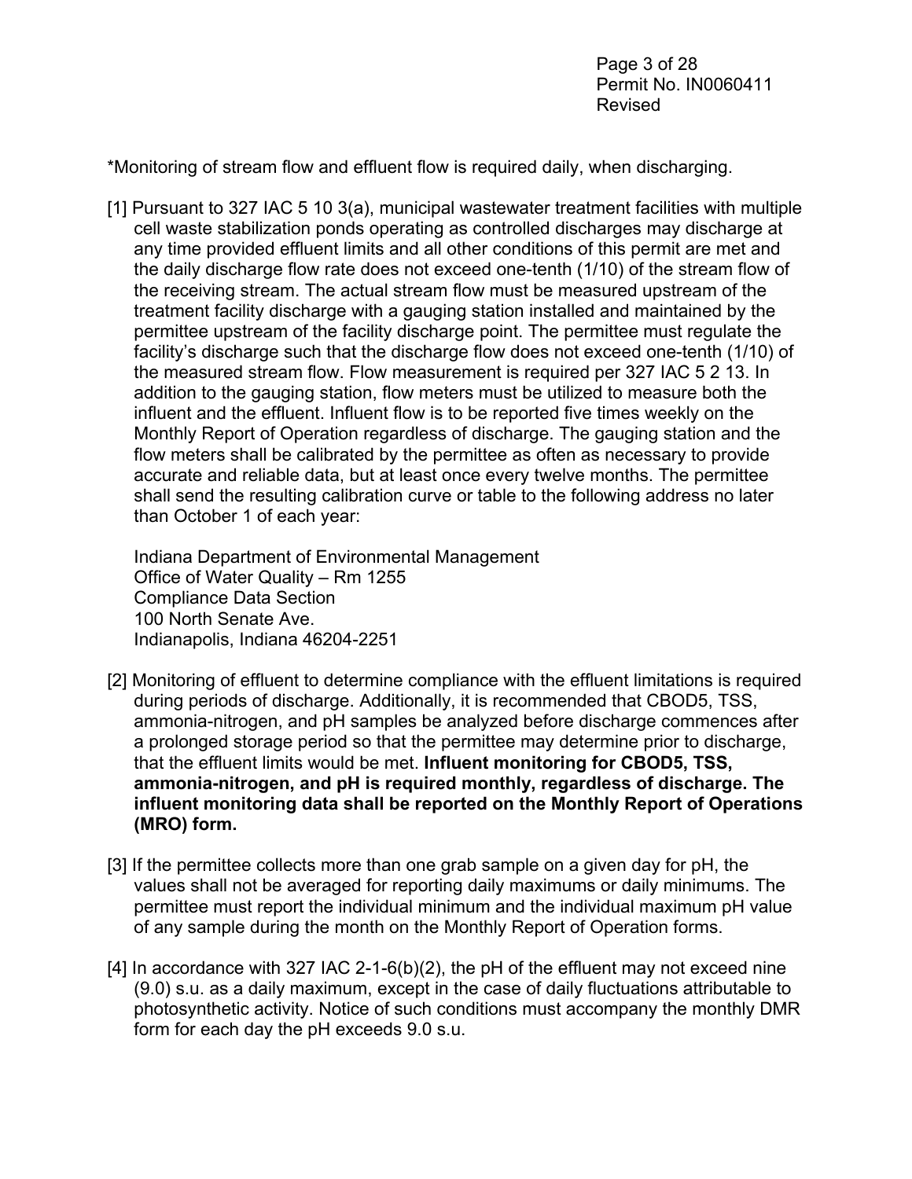*Monitoring of stream flow and effluent flow is required daily, when discharging.

[1] Pursuant to 327 IAC 5 10 3(a), municipal wastewater treatment facilities with multiple cell waste stabilization ponds operating as controlled discharges may discharge at any time provided effluent limits and all other conditions of this permit are met and the daily discharge flow rate does not exceed one-tenth (1/10) of the stream flow of the receiving stream. The actual stream flow must be measured upstream of the treatment facility discharge with a gauging station installed and maintained by the permittee upstream of the facility discharge point. The permittee must regulate the facility's discharge such that the discharge flow does not exceed one-tenth (1/10) of the measured stream flow. Flow measurement is required per 327 IAC 5 2 13. In addition to the gauging station, flow meters must be utilized to measure both the influent and the effluent. Influent flow is to be reported five times weekly on the Monthly Report of Operation regardless of discharge. The gauging station and the flow meters shall be calibrated by the permittee as often as necessary to provide accurate and reliable data, but at least once every twelve months. The permittee shall send the resulting calibration curve or table to the following address no later than October 1 of each year:

Indiana Department of Environmental Management
Office of Water Quality – Rm 1255
Compliance Data Section
100 North Senate Ave.
Indianapolis, Indiana 46204-2251

[2] Monitoring of effluent to determine compliance with the effluent limitations is required during periods of discharge. Additionally, it is recommended that CBOD5, TSS, ammonia-nitrogen, and pH samples be analyzed before discharge commences after a prolonged storage period so that the permittee may determine prior to discharge, that the effluent limits would be met. **Influent monitoring for CBOD5, TSS, ammonia-nitrogen, and pH is required monthly, regardless of discharge. The influent monitoring data shall be reported on the Monthly Report of Operations (MRO) form.**

[3] If the permittee collects more than one grab sample on a given day for pH, the values shall not be averaged for reporting daily maximums or daily minimums. The permittee must report the individual minimum and the individual maximum pH value of any sample during the month on the Monthly Report of Operation forms.

[4] In accordance with 327 IAC 2-1-6(b)(2), the pH of the effluent may not exceed nine (9.0) s.u. as a daily maximum, except in the case of daily fluctuations attributable to photosynthetic activity. Notice of such conditions must accompany the monthly DMR form for each day the pH exceeds 9.0 s.u.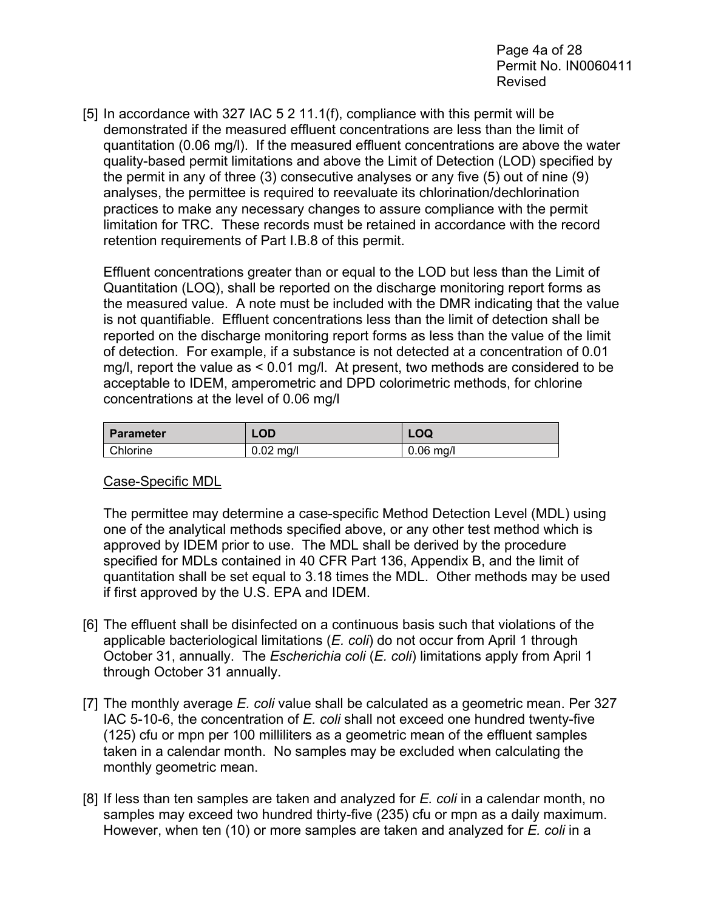[5] In accordance with 327 IAC 5 2 11.1(f), compliance with this permit will be demonstrated if the measured effluent concentrations are less than the limit of quantitation (0.06 mg/l). If the measured effluent concentrations are above the water quality-based permit limitations and above the Limit of Detection (LOD) specified by the permit in any of three (3) consecutive analyses or any five (5) out of nine (9) analyses, the permittee is required to reevaluate its chlorination/dechlorination practices to make any necessary changes to assure compliance with the permit limitation for TRC. These records must be retained in accordance with the record retention requirements of Part I.B.8 of this permit.

Effluent concentrations greater than or equal to the LOD but less than the Limit of Quantitation (LOQ), shall be reported on the discharge monitoring report forms as the measured value. A note must be included with the DMR indicating that the value is not quantifiable. Effluent concentrations less than the limit of detection shall be reported on the discharge monitoring report forms as less than the value of the limit of detection. For example, if a substance is not detected at a concentration of 0.01 mg/l, report the value as < 0.01 mg/l. At present, two methods are considered to be acceptable to IDEM, amperometric and DPD colorimetric methods, for chlorine concentrations at the level of 0.06 mg/l

| Parameter | LOD | LOQ |
|---|---|---|
| Chlorine | 0.02 mg/l | 0.06 mg/l |

Case-Specific MDL

The permittee may determine a case-specific Method Detection Level (MDL) using one of the analytical methods specified above, or any other test method which is approved by IDEM prior to use. The MDL shall be derived by the procedure specified for MDLs contained in 40 CFR Part 136, Appendix B, and the limit of quantitation shall be set equal to 3.18 times the MDL. Other methods may be used if first approved by the U.S. EPA and IDEM.

[6] The effluent shall be disinfected on a continuous basis such that violations of the applicable bacteriological limitations (*E. coli*) do not occur from April 1 through October 31, annually. The *Escherichia coli* (*E. coli*) limitations apply from April 1 through October 31 annually.

[7] The monthly average *E. coli* value shall be calculated as a geometric mean. Per 327 IAC 5-10-6, the concentration of *E. coli* shall not exceed one hundred twenty-five (125) cfu or mpn per 100 milliliters as a geometric mean of the effluent samples taken in a calendar month. No samples may be excluded when calculating the monthly geometric mean.

[8] If less than ten samples are taken and analyzed for *E. coli* in a calendar month, no samples may exceed two hundred thirty-five (235) cfu or mpn as a daily maximum. However, when ten (10) or more samples are taken and analyzed for *E. coli* in a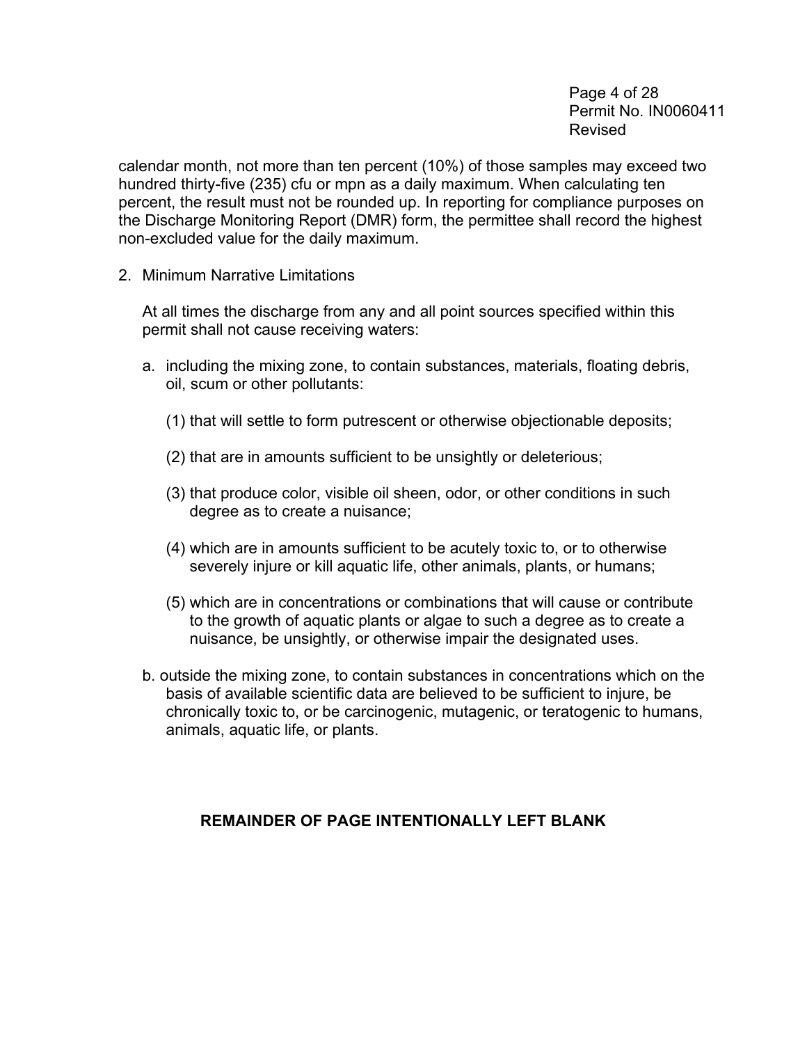calendar month, not more than ten percent (10%) of those samples may exceed two hundred thirty-five (235) cfu or mpn as a daily maximum. When calculating ten percent, the result must not be rounded up. In reporting for compliance purposes on the Discharge Monitoring Report (DMR) form, the permittee shall record the highest non-excluded value for the daily maximum.

2. Minimum Narrative Limitations

   At all times the discharge from any and all point sources specified within this permit shall not cause receiving waters:

   a. including the mixing zone, to contain substances, materials, floating debris, oil, scum or other pollutants:

      (1) that will settle to form putrescent or otherwise objectionable deposits;

      (2) that are in amounts sufficient to be unsightly or deleterious;

      (3) that produce color, visible oil sheen, odor, or other conditions in such degree as to create a nuisance;

      (4) which are in amounts sufficient to be acutely toxic to, or to otherwise severely injure or kill aquatic life, other animals, plants, or humans;

      (5) which are in concentrations or combinations that will cause or contribute to the growth of aquatic plants or algae to such a degree as to create a nuisance, be unsightly, or otherwise impair the designated uses.

   b. outside the mixing zone, to contain substances in concentrations which on the basis of available scientific data are believed to be sufficient to injure, be chronically toxic to, or be carcinogenic, mutagenic, or teratogenic to humans, animals, aquatic life, or plants.

**REMAINDER OF PAGE INTENTIONALLY LEFT BLANK**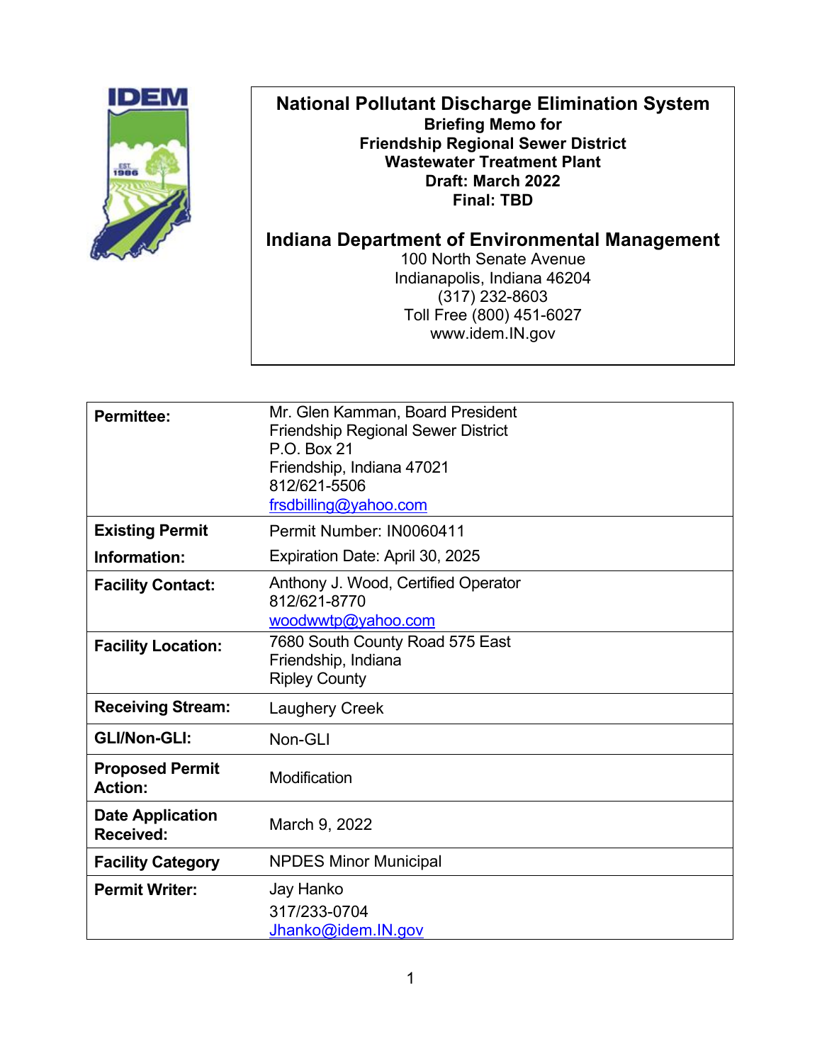# National Pollutant Discharge Elimination System

**Briefing Memo for**
**Friendship Regional Sewer District**
**Wastewater Treatment Plant**
**Draft: March 2022**
**Final: TBD**

## Indiana Department of Environmental Management

100 North Senate Avenue
Indianapolis, Indiana 46204
(317) 232-8603
Toll Free (800) 451-6027
www.idem.IN.gov

| | |
|---|---|
| **Permittee:** | Mr. Glen Kamman, Board President<br>Friendship Regional Sewer District<br>P.O. Box 21<br>Friendship, Indiana 47021<br>812/621-5506<br>frsdbilling@yahoo.com |
| **Existing Permit Information:** | Permit Number: IN0060411<br>Expiration Date: April 30, 2025 |
| **Facility Contact:** | Anthony J. Wood, Certified Operator<br>812/621-8770<br>woodwwtp@yahoo.com |
| **Facility Location:** | 7680 South County Road 575 East<br>Friendship, Indiana<br>Ripley County |
| **Receiving Stream:** | Laughery Creek |
| **GLI/Non-GLI:** | Non-GLI |
| **Proposed Permit Action:** | Modification |
| **Date Application Received:** | March 9, 2022 |
| **Facility Category** | NPDES Minor Municipal |
| **Permit Writer:** | Jay Hanko<br>317/233-0704<br>Jhanko@idem.IN.gov |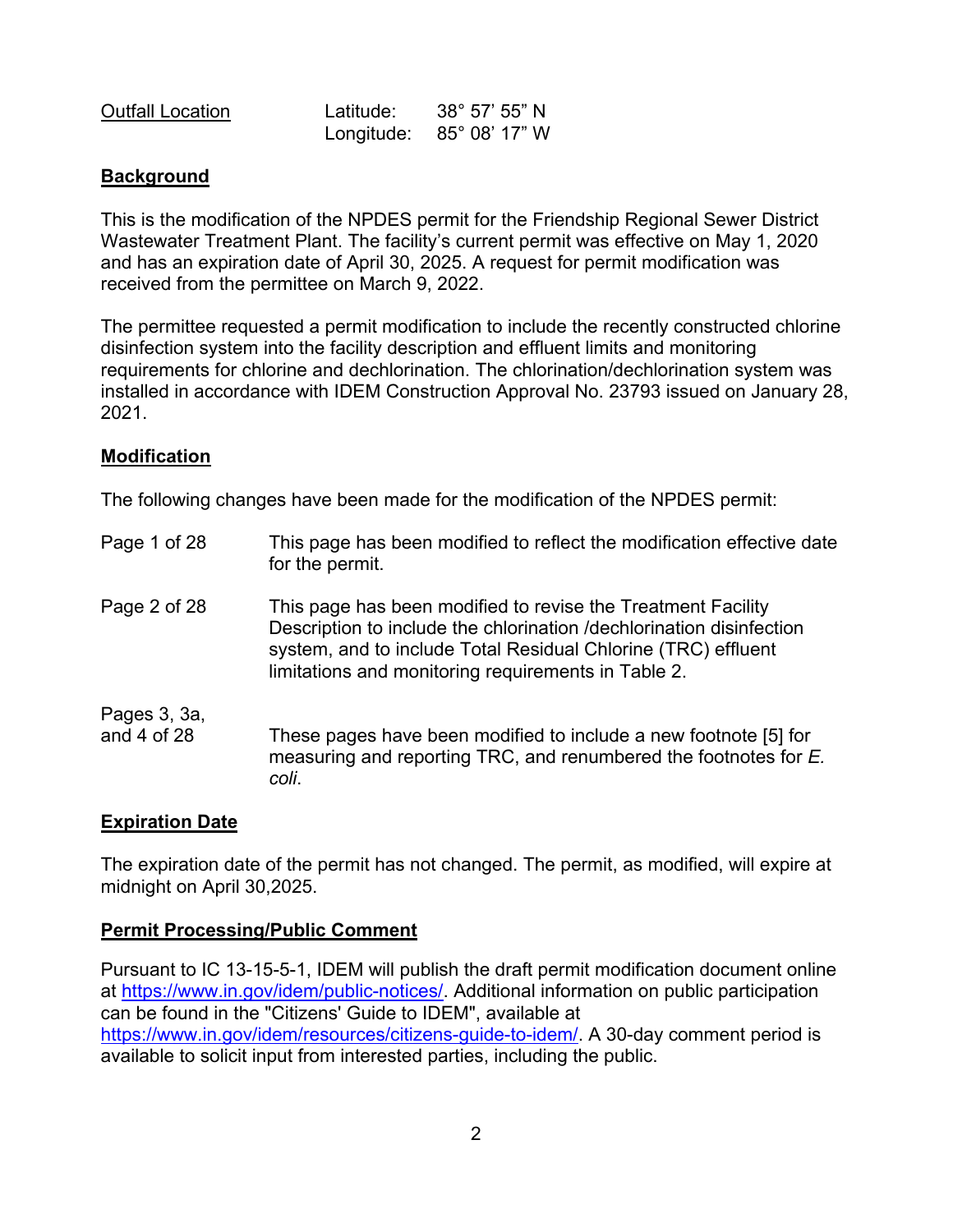| | | |
|---|---|---|
| <u>Outfall Location</u> | Latitude: | 38° 57' 55" N |
| | Longitude: | 85° 08' 17" W |

## Background

This is the modification of the NPDES permit for the Friendship Regional Sewer District Wastewater Treatment Plant. The facility's current permit was effective on May 1, 2020 and has an expiration date of April 30, 2025. A request for permit modification was received from the permittee on March 9, 2022.

The permittee requested a permit modification to include the recently constructed chlorine disinfection system into the facility description and effluent limits and monitoring requirements for chlorine and dechlorination. The chlorination/dechlorination system was installed in accordance with IDEM Construction Approval No. 23793 issued on January 28, 2021.

## Modification

The following changes have been made for the modification of the NPDES permit:

| | |
|---|---|
| Page 1 of 28 | This page has been modified to reflect the modification effective date for the permit. |
| Page 2 of 28 | This page has been modified to revise the Treatment Facility Description to include the chlorination /dechlorination disinfection system, and to include Total Residual Chlorine (TRC) effluent limitations and monitoring requirements in Table 2. |
| Pages 3, 3a, and 4 of 28 | These pages have been modified to include a new footnote [5] for measuring and reporting TRC, and renumbered the footnotes for *E. coli*. |

## Expiration Date

The expiration date of the permit has not changed. The permit, as modified, will expire at midnight on April 30,2025.

## Permit Processing/Public Comment

Pursuant to IC 13-15-5-1, IDEM will publish the draft permit modification document online at https://www.in.gov/idem/public-notices/. Additional information on public participation can be found in the "Citizens' Guide to IDEM", available at https://www.in.gov/idem/resources/citizens-guide-to-idem/. A 30-day comment period is available to solicit input from interested parties, including the public.